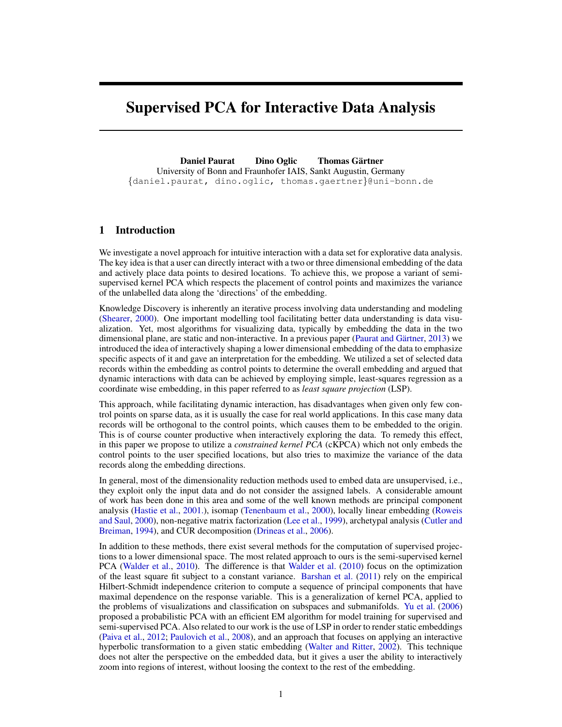# Supervised PCA for Interactive Data Analysis

**Daniel Paurat** **Dino Oglic** **Thomas Gärtner**
University of Bonn and Fraunhofer IAIS, Sankt Augustin, Germany
{daniel.paurat, dino.oglic, thomas.gaertner}@uni-bonn.de

## 1 Introduction

We investigate a novel approach for intuitive interaction with a data set for explorative data analysis. The key idea is that a user can directly interact with a two or three dimensional embedding of the data and actively place data points to desired locations. To achieve this, we propose a variant of semi-supervised kernel PCA which respects the placement of control points and maximizes the variance of the unlabelled data along the 'directions' of the embedding.

Knowledge Discovery is inherently an iterative process involving data understanding and modeling (Shearer, 2000). One important modelling tool facilitating better data understanding is data visualization. Yet, most algorithms for visualizing data, typically by embedding the data in the two dimensional plane, are static and non-interactive. In a previous paper (Paurat and Gärtner, 2013) we introduced the idea of interactively shaping a lower dimensional embedding of the data to emphasize specific aspects of it and gave an interpretation for the embedding. We utilized a set of selected data records within the embedding as control points to determine the overall embedding and argued that dynamic interactions with data can be achieved by employing simple, least-squares regression as a coordinate wise embedding, in this paper referred to as *least square projection* (LSP).

This approach, while facilitating dynamic interaction, has disadvantages when given only few control points on sparse data, as it is usually the case for real world applications. In this case many data records will be orthogonal to the control points, which causes them to be embedded to the origin. This is of course counter productive when interactively exploring the data. To remedy this effect, in this paper we propose to utilize a *constrained kernel PCA* (cKPCA) which not only embeds the control points to the user specified locations, but also tries to maximize the variance of the data records along the embedding directions.

In general, most of the dimensionality reduction methods used to embed data are unsupervised, i.e., they exploit only the input data and do not consider the assigned labels. A considerable amount of work has been done in this area and some of the well known methods are principal component analysis (Hastie et al., 2001.), isomap (Tenenbaum et al., 2000), locally linear embedding (Roweis and Saul, 2000), non-negative matrix factorization (Lee et al., 1999), archetypal analysis (Cutler and Breiman, 1994), and CUR decomposition (Drineas et al., 2006).

In addition to these methods, there exist several methods for the computation of supervised projections to a lower dimensional space. The most related approach to ours is the semi-supervised kernel PCA (Walder et al., 2010). The difference is that Walder et al. (2010) focus on the optimization of the least square fit subject to a constant variance. Barshan et al. (2011) rely on the empirical Hilbert-Schmidt independence criterion to compute a sequence of principal components that have maximal dependence on the response variable. This is a generalization of kernel PCA, applied to the problems of visualizations and classification on subspaces and submanifolds. Yu et al. (2006) proposed a probabilistic PCA with an efficient EM algorithm for model training for supervised and semi-supervised PCA. Also related to our work is the use of LSP in order to render static embeddings (Paiva et al., 2012; Paulovich et al., 2008), and an approach that focuses on applying an interactive hyperbolic transformation to a given static embedding (Walter and Ritter, 2002). This technique does not alter the perspective on the embedded data, but it gives a user the ability to interactively zoom into regions of interest, without loosing the context to the rest of the embedding.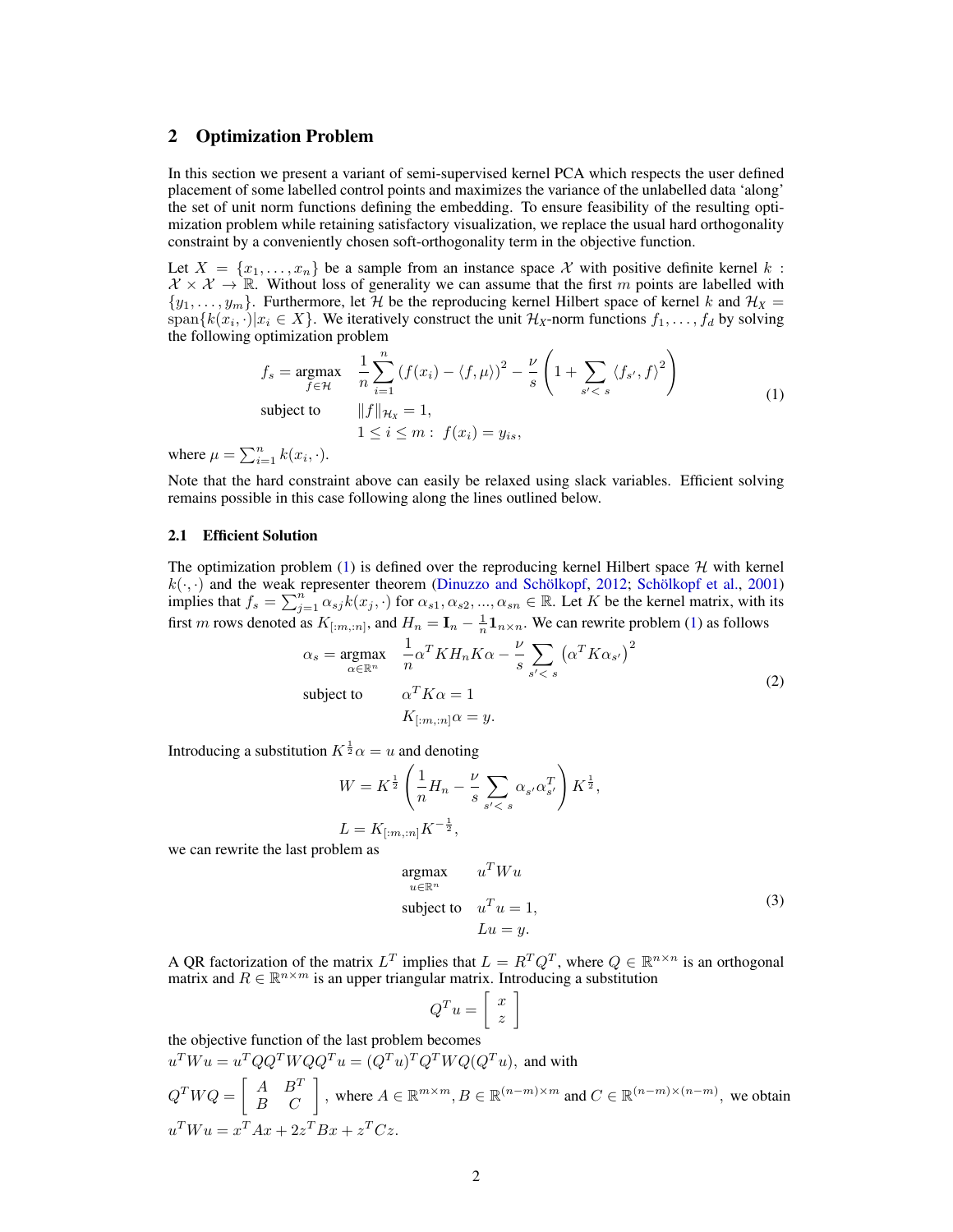## 2 Optimization Problem

In this section we present a variant of semi-supervised kernel PCA which respects the user defined placement of some labelled control points and maximizes the variance of the unlabelled data 'along' the set of unit norm functions defining the embedding. To ensure feasibility of the resulting optimization problem while retaining satisfactory visualization, we replace the usual hard orthogonality constraint by a conveniently chosen soft-orthogonality term in the objective function.

Let $X = \{x_1, \ldots, x_n\}$ be a sample from an instance space $\mathcal{X}$ with positive definite kernel $k : \mathcal{X} \times \mathcal{X} \to \mathbb{R}$. Without loss of generality we can assume that the first $m$ points are labelled with $\{y_1, \ldots, y_m\}$. Furthermore, let $\mathcal{H}$ be the reproducing kernel Hilbert space of kernel $k$ and $\mathcal{H}_X = \text{span}\{k(x_i, \cdot) | x_i \in X\}$. We iteratively construct the unit $\mathcal{H}_X$-norm functions $f_1, \ldots, f_d$ by solving the following optimization problem

$$
\begin{aligned}
f_s = \underset{f \in \mathcal{H}}{\operatorname{argmax}} \quad & \frac{1}{n} \sum_{i=1}^{n} \left( f(x_i) - \langle f, \mu \rangle \right)^2 - \frac{\nu}{s} \left( 1 + \sum_{s' < s} \langle f_{s'}, f \rangle^2 \right) \\
\text{subject to} \quad & \|f\|_{\mathcal{H}_X} = 1, \\
& 1 \le i \le m : \ f(x_i) = y_{is},
\end{aligned}
\tag{1}
$$

where $\mu = \sum_{i=1}^{n} k(x_i, \cdot)$.

Note that the hard constraint above can easily be relaxed using slack variables. Efficient solving remains possible in this case following along the lines outlined below.

### 2.1 Efficient Solution

The optimization problem (1) is defined over the reproducing kernel Hilbert space $\mathcal{H}$ with kernel $k(\cdot, \cdot)$ and the weak representer theorem (Dinuzzo and Schölkopf, 2012; Schölkopf et al., 2001) implies that $f_s = \sum_{j=1}^{n} \alpha_{sj} k(x_j, \cdot)$ for $\alpha_{s1}, \alpha_{s2}, ..., \alpha_{sn} \in \mathbb{R}$. Let $K$ be the kernel matrix, with its first $m$ rows denoted as $K_{[:m,:n]}$, and $H_n = \mathbf{I}_n - \frac{1}{n} \mathbf{1}_{n \times n}$. We can rewrite problem (1) as follows

$$
\begin{aligned}
\alpha_s = \underset{\alpha \in \mathbb{R}^n}{\operatorname{argmax}} \quad & \frac{1}{n} \alpha^T K H_n K \alpha - \frac{\nu}{s} \sum_{s' < s} \left( \alpha^T K \alpha_{s'} \right)^2 \\
\text{subject to} \quad & \alpha^T K \alpha = 1 \\
& K_{[:m,:n]} \alpha = y.
\end{aligned}
\tag{2}
$$

Introducing a substitution $K^{\frac{1}{2}} \alpha = u$ and denoting

$$
\begin{aligned}
W &= K^{\frac{1}{2}} \left( \frac{1}{n} H_n - \frac{\nu}{s} \sum_{s' < s} \alpha_{s'} \alpha_{s'}^T \right) K^{\frac{1}{2}}, \\
L &= K_{[:m,:n]} K^{-\frac{1}{2}},
\end{aligned}
$$

we can rewrite the last problem as

$$
\begin{aligned}
\underset{u \in \mathbb{R}^n}{\operatorname{argmax}} \quad & u^T W u \\
\text{subject to} \quad & u^T u = 1, \\
& Lu = y.
\end{aligned}
\tag{3}
$$

A QR factorization of the matrix $L^T$ implies that $L = R^T Q^T$, where $Q \in \mathbb{R}^{n \times n}$ is an orthogonal matrix and $R \in \mathbb{R}^{n \times m}$ is an upper triangular matrix. Introducing a substitution

$$
Q^T u = \begin{bmatrix} x \\ z \end{bmatrix}
$$

the objective function of the last problem becomes

$u^T W u = u^T Q Q^T W Q Q^T u = (Q^T u)^T Q^T W Q (Q^T u)$, and with

$Q^T W Q = \begin{bmatrix} A & B^T \\ B & C \end{bmatrix}$, where $A \in \mathbb{R}^{m \times m}$, $B \in \mathbb{R}^{(n-m) \times m}$ and $C \in \mathbb{R}^{(n-m) \times (n-m)}$, we obtain

$u^T W u = x^T A x + 2 z^T B x + z^T C z.$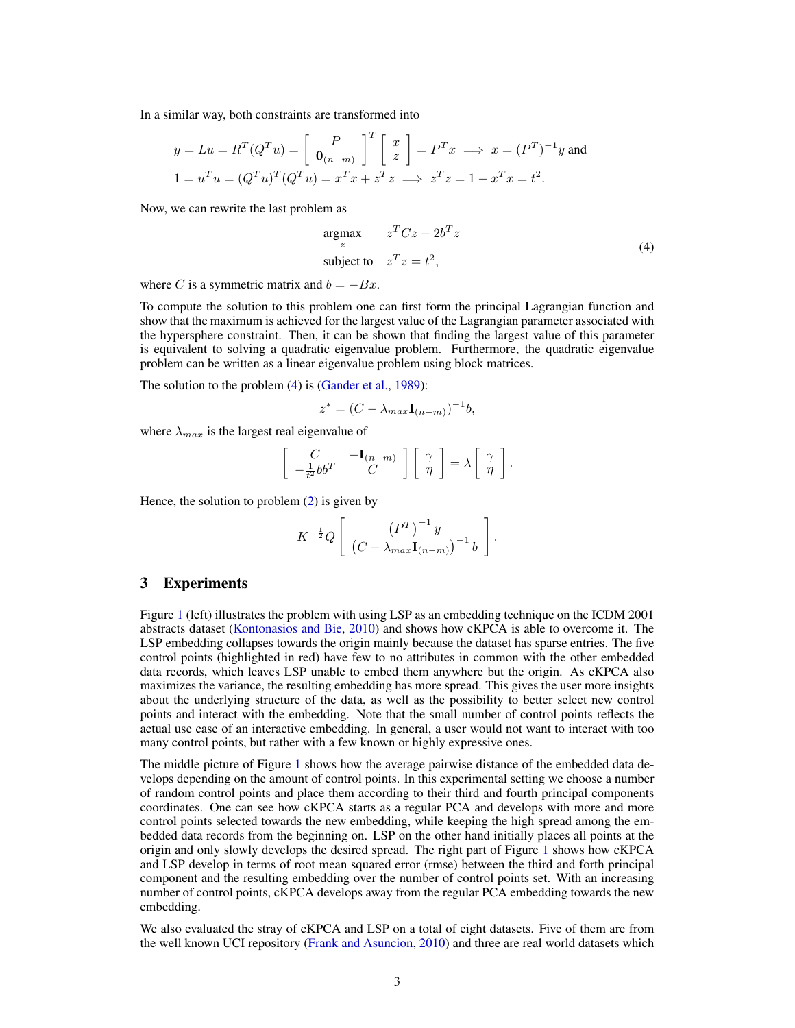In a similar way, both constraints are transformed into

$$
y = Lu = R^T(Q^T u) = \begin{bmatrix} P \\ \mathbf{0}_{(n-m)} \end{bmatrix}^T \begin{bmatrix} x \\ z \end{bmatrix} = P^T x \implies x = (P^T)^{-1} y \text{ and}
$$

$$
1 = u^T u = (Q^T u)^T (Q^T u) = x^T x + z^T z \implies z^T z = 1 - x^T x = t^2.
$$

Now, we can rewrite the last problem as

$$
\begin{aligned}
\underset{z}{\text{argmax}} \quad & z^T C z - 2 b^T z \\
\text{subject to} \quad & z^T z = t^2,
\end{aligned}
\tag{4}
$$

where $C$ is a symmetric matrix and $b = -Bx$.

To compute the solution to this problem one can first form the principal Lagrangian function and show that the maximum is achieved for the largest value of the Lagrangian parameter associated with the hypersphere constraint. Then, it can be shown that finding the largest value of this parameter is equivalent to solving a quadratic eigenvalue problem. Furthermore, the quadratic eigenvalue problem can be written as a linear eigenvalue problem using block matrices.

The solution to the problem (4) is (Gander et al., 1989):

$$
z^* = (C - \lambda_{max} \mathbf{I}_{(n-m)})^{-1} b,
$$

where $\lambda_{max}$ is the largest real eigenvalue of

$$
\begin{bmatrix} C & -\mathbf{I}_{(n-m)} \\ -\frac{1}{t^2} b b^T & C \end{bmatrix} \begin{bmatrix} \gamma \\ \eta \end{bmatrix} = \lambda \begin{bmatrix} \gamma \\ \eta \end{bmatrix}.
$$

Hence, the solution to problem (2) is given by

$$
K^{-\frac{1}{2}} Q \begin{bmatrix} \left(P^T\right)^{-1} y \\ \left(C - \lambda_{max} \mathbf{I}_{(n-m)}\right)^{-1} b \end{bmatrix}.
$$

## 3 Experiments

Figure 1 (left) illustrates the problem with using LSP as an embedding technique on the ICDM 2001 abstracts dataset (Kontonasios and Bie, 2010) and shows how cKPCA is able to overcome it. The LSP embedding collapses towards the origin mainly because the dataset has sparse entries. The five control points (highlighted in red) have few to no attributes in common with the other embedded data records, which leaves LSP unable to embed them anywhere but the origin. As cKPCA also maximizes the variance, the resulting embedding has more spread. This gives the user more insights about the underlying structure of the data, as well as the possibility to better select new control points and interact with the embedding. Note that the small number of control points reflects the actual use case of an interactive embedding. In general, a user would not want to interact with too many control points, but rather with a few known or highly expressive ones.

The middle picture of Figure 1 shows how the average pairwise distance of the embedded data develops depending on the amount of control points. In this experimental setting we choose a number of random control points and place them according to their third and fourth principal components coordinates. One can see how cKPCA starts as a regular PCA and develops with more and more control points selected towards the new embedding, while keeping the high spread among the embedded data records from the beginning on. LSP on the other hand initially places all points at the origin and only slowly develops the desired spread. The right part of Figure 1 shows how cKPCA and LSP develop in terms of root mean squared error (rmse) between the third and forth principal component and the resulting embedding over the number of control points set. With an increasing number of control points, cKPCA develops away from the regular PCA embedding towards the new embedding.

We also evaluated the stray of cKPCA and LSP on a total of eight datasets. Five of them are from the well known UCI repository (Frank and Asuncion, 2010) and three are real world datasets which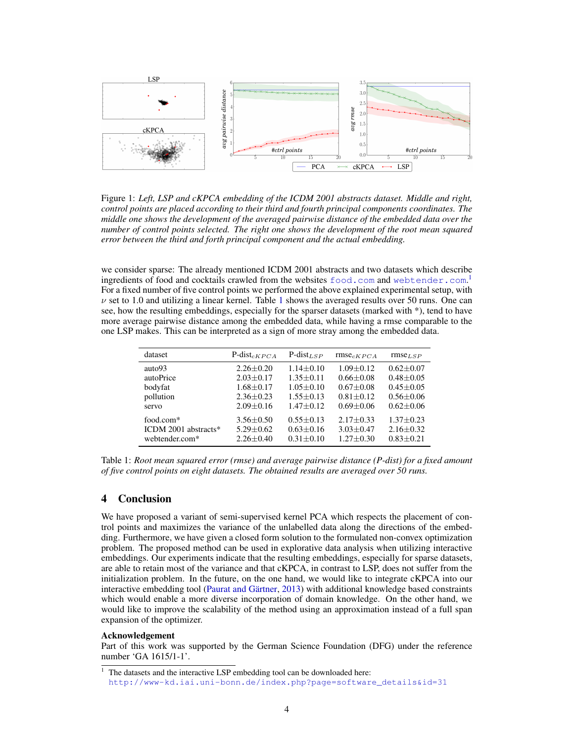Figure 1: *Left, LSP and cKPCA embedding of the ICDM 2001 abstracts dataset. Middle and right, control points are placed according to their third and fourth principal components coordinates. The middle one shows the development of the averaged pairwise distance of the embedded data over the number of control points selected. The right one shows the development of the root mean squared error between the third and forth principal component and the actual embedding.*

we consider sparse: The already mentioned ICDM 2001 abstracts and two datasets which describe ingredients of food and cocktails crawled from the websites food.com and webtender.com.[1] For a fixed number of five control points we performed the above explained experimental setup, with $\nu$ set to 1.0 and utilizing a linear kernel. Table 1 shows the averaged results over 50 runs. One can see, how the resulting embeddings, especially for the sparser datasets (marked with *), tend to have more average pairwise distance among the embedded data, while having a rmse comparable to the one LSP makes. This can be interpreted as a sign of more stray among the embedded data.

| dataset | P-dist$_{cKPCA}$ | P-dist$_{LSP}$ | rmse$_{cKPCA}$ | rmse$_{LSP}$ |
|---|---|---|---|---|
| auto93 | 2.26±0.20 | 1.14±0.10 | 1.09±0.12 | 0.62±0.07 |
| autoPrice | 2.03±0.17 | 1.35±0.11 | 0.66±0.08 | 0.48±0.05 |
| bodyfat | 1.68±0.17 | 1.05±0.10 | 0.67±0.08 | 0.45±0.05 |
| pollution | 2.36±0.23 | 1.55±0.13 | 0.81±0.12 | 0.56±0.06 |
| servo | 2.09±0.16 | 1.47±0.12 | 0.69±0.06 | 0.62±0.06 |
| food.com* | 3.56±0.50 | 0.55±0.13 | 2.17±0.33 | 1.37±0.23 |
| ICDM 2001 abstracts* | 5.29±0.62 | 0.63±0.16 | 3.03±0.47 | 2.16±0.32 |
| webtender.com* | 2.26±0.40 | 0.31±0.10 | 1.27±0.30 | 0.83±0.21 |

Table 1: *Root mean squared error (rmse) and average pairwise distance (P-dist) for a fixed amount of five control points on eight datasets. The obtained results are averaged over 50 runs.*

## 4 Conclusion

We have proposed a variant of semi-supervised kernel PCA which respects the placement of control points and maximizes the variance of the unlabelled data along the directions of the embedding. Furthermore, we have given a closed form solution to the formulated non-convex optimization problem. The proposed method can be used in explorative data analysis when utilizing interactive embeddings. Our experiments indicate that the resulting embeddings, especially for sparse datasets, are able to retain most of the variance and that cKPCA, in contrast to LSP, does not suffer from the initialization problem. In the future, on the one hand, we would like to integrate cKPCA into our interactive embedding tool (Paurat and Gärtner, 2013) with additional knowledge based constraints which would enable a more diverse incorporation of domain knowledge. On the other hand, we would like to improve the scalability of the method using an approximation instead of a full span expansion of the optimizer.

**Acknowledgement**

Part of this work was supported by the German Science Foundation (DFG) under the reference number 'GA 1615/1-1'.

[1] The datasets and the interactive LSP embedding tool can be downloaded here: http://www-kd.iai.uni-bonn.de/index.php?page=software_details&id=31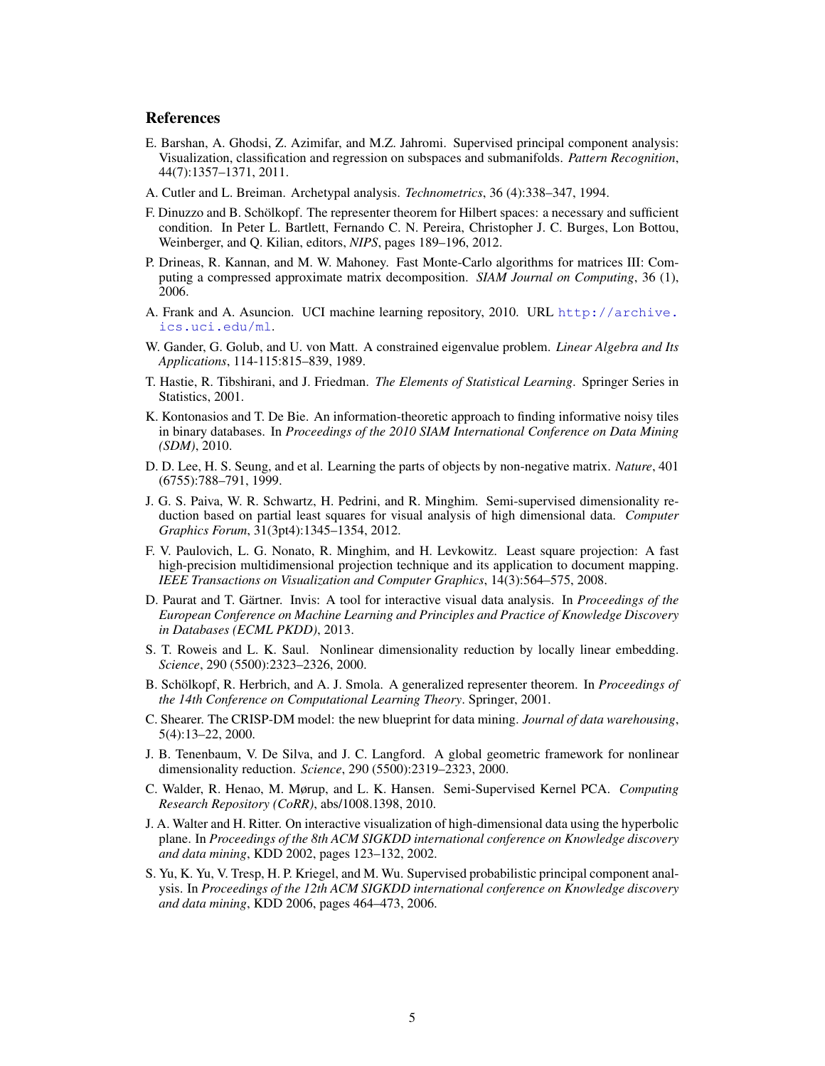## References

E. Barshan, A. Ghodsi, Z. Azimifar, and M.Z. Jahromi. Supervised principal component analysis: Visualization, classification and regression on subspaces and submanifolds. *Pattern Recognition*, 44(7):1357–1371, 2011.

A. Cutler and L. Breiman. Archetypal analysis. *Technometrics*, 36 (4):338–347, 1994.

F. Dinuzzo and B. Schölkopf. The representer theorem for Hilbert spaces: a necessary and sufficient condition. In Peter L. Bartlett, Fernando C. N. Pereira, Christopher J. C. Burges, Lon Bottou, Weinberger, and Q. Kilian, editors, *NIPS*, pages 189–196, 2012.

P. Drineas, R. Kannan, and M. W. Mahoney. Fast Monte-Carlo algorithms for matrices III: Computing a compressed approximate matrix decomposition. *SIAM Journal on Computing*, 36 (1), 2006.

A. Frank and A. Asuncion. UCI machine learning repository, 2010. URL http://archive.ics.uci.edu/ml.

W. Gander, G. Golub, and U. von Matt. A constrained eigenvalue problem. *Linear Algebra and Its Applications*, 114-115:815–839, 1989.

T. Hastie, R. Tibshirani, and J. Friedman. *The Elements of Statistical Learning*. Springer Series in Statistics, 2001.

K. Kontonasios and T. De Bie. An information-theoretic approach to finding informative noisy tiles in binary databases. In *Proceedings of the 2010 SIAM International Conference on Data Mining (SDM)*, 2010.

D. D. Lee, H. S. Seung, and et al. Learning the parts of objects by non-negative matrix. *Nature*, 401 (6755):788–791, 1999.

J. G. S. Paiva, W. R. Schwartz, H. Pedrini, and R. Minghim. Semi-supervised dimensionality reduction based on partial least squares for visual analysis of high dimensional data. *Computer Graphics Forum*, 31(3pt4):1345–1354, 2012.

F. V. Paulovich, L. G. Nonato, R. Minghim, and H. Levkowitz. Least square projection: A fast high-precision multidimensional projection technique and its application to document mapping. *IEEE Transactions on Visualization and Computer Graphics*, 14(3):564–575, 2008.

D. Paurat and T. Gärtner. Invis: A tool for interactive visual data analysis. In *Proceedings of the European Conference on Machine Learning and Principles and Practice of Knowledge Discovery in Databases (ECML PKDD)*, 2013.

S. T. Roweis and L. K. Saul. Nonlinear dimensionality reduction by locally linear embedding. *Science*, 290 (5500):2323–2326, 2000.

B. Schölkopf, R. Herbrich, and A. J. Smola. A generalized representer theorem. In *Proceedings of the 14th Conference on Computational Learning Theory*. Springer, 2001.

C. Shearer. The CRISP-DM model: the new blueprint for data mining. *Journal of data warehousing*, 5(4):13–22, 2000.

J. B. Tenenbaum, V. De Silva, and J. C. Langford. A global geometric framework for nonlinear dimensionality reduction. *Science*, 290 (5500):2319–2323, 2000.

C. Walder, R. Henao, M. Mørup, and L. K. Hansen. Semi-Supervised Kernel PCA. *Computing Research Repository (CoRR)*, abs/1008.1398, 2010.

J. A. Walter and H. Ritter. On interactive visualization of high-dimensional data using the hyperbolic plane. In *Proceedings of the 8th ACM SIGKDD international conference on Knowledge discovery and data mining*, KDD 2002, pages 123–132, 2002.

S. Yu, K. Yu, V. Tresp, H. P. Kriegel, and M. Wu. Supervised probabilistic principal component analysis. In *Proceedings of the 12th ACM SIGKDD international conference on Knowledge discovery and data mining*, KDD 2006, pages 464–473, 2006.